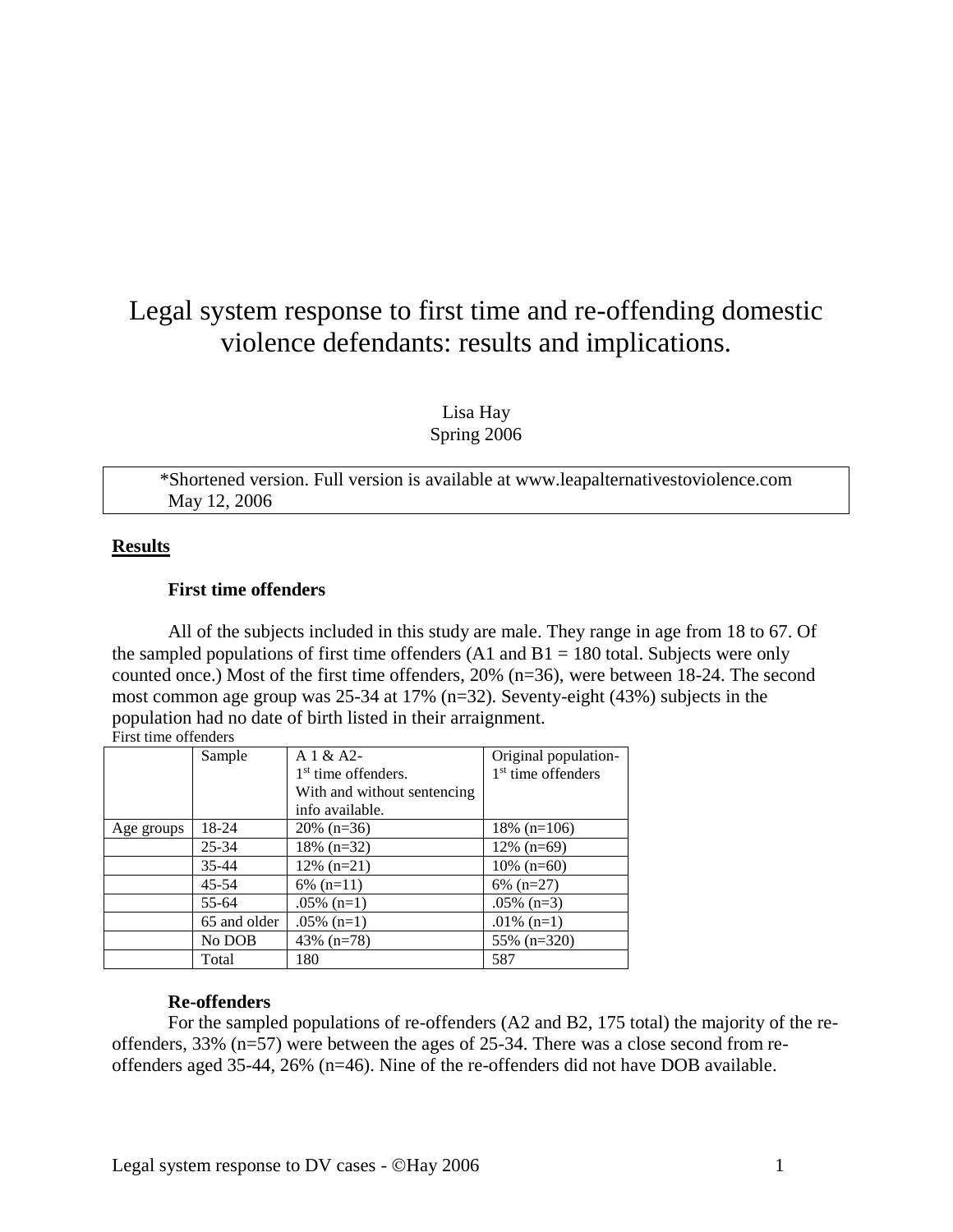# Legal system response to first time and re-offending domestic violence defendants: results and implications.

Lisa Hay
Spring 2006

*Shortened version. Full version is available at www.leapalternativestoviolence.com
May 12, 2006

## Results

### First time offenders

All of the subjects included in this study are male. They range in age from 18 to 67. Of the sampled populations of first time offenders (A1 and B1 = 180 total. Subjects were only counted once.) Most of the first time offenders, 20% (n=36), were between 18-24. The second most common age group was 25-34 at 17% (n=32). Seventy-eight (43%) subjects in the population had no date of birth listed in their arraignment.

First time offenders

| | Sample | A 1 & A2- 1st time offenders. With and without sentencing info available. | Original population- 1st time offenders |
|---|---|---|---|
| Age groups | 18-24 | 20% (n=36) | 18% (n=106) |
| | 25-34 | 18% (n=32) | 12% (n=69) |
| | 35-44 | 12% (n=21) | 10% (n=60) |
| | 45-54 | 6% (n=11) | 6% (n=27) |
| | 55-64 | .05% (n=1) | .05% (n=3) |
| | 65 and older | .05% (n=1) | .01% (n=1) |
| | No DOB | 43% (n=78) | 55% (n=320) |
| | Total | 180 | 587 |

### Re-offenders

For the sampled populations of re-offenders (A2 and B2, 175 total) the majority of the re-offenders, 33% (n=57) were between the ages of 25-34. There was a close second from re-offenders aged 35-44, 26% (n=46). Nine of the re-offenders did not have DOB available.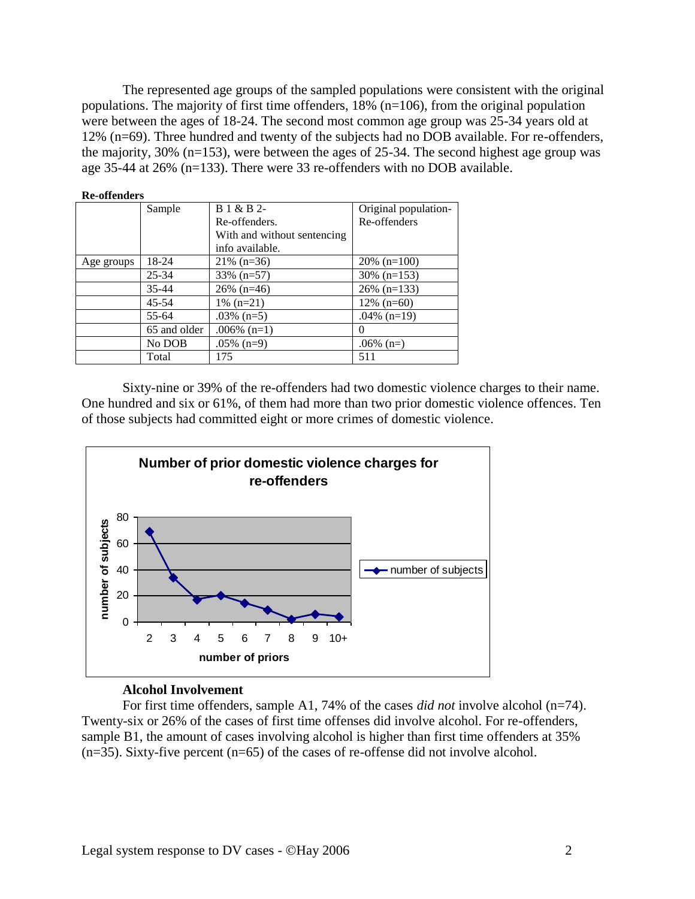The represented age groups of the sampled populations were consistent with the original populations. The majority of first time offenders, 18% (n=106), from the original population were between the ages of 18-24. The second most common age group was 25-34 years old at 12% (n=69). Three hundred and twenty of the subjects had no DOB available. For re-offenders, the majority, 30% (n=153), were between the ages of 25-34. The second highest age group was age 35-44 at 26% (n=133). There were 33 re-offenders with no DOB available.

**Re-offenders**

| | Sample | B 1 & B 2- Re-offenders. With and without sentencing info available. | Original population- Re-offenders |
|---|---|---|---|
| Age groups | 18-24 | 21% (n=36) | 20% (n=100) |
| | 25-34 | 33% (n=57) | 30% (n=153) |
| | 35-44 | 26% (n=46) | 26% (n=133) |
| | 45-54 | 1% (n=21) | 12% (n=60) |
| | 55-64 | .03% (n=5) | .04% (n=19) |
| | 65 and older | .006% (n=1) | 0 |
| | No DOB | .05% (n=9) | .06% (n=) |
| | Total | 175 | 511 |

Sixty-nine or 39% of the re-offenders had two domestic violence charges to their name. One hundred and six or 61%, of them had more than two prior domestic violence offences. Ten of those subjects had committed eight or more crimes of domestic violence.

**Number of prior domestic violence charges for re-offenders**

| number of priors | 2 | 3 | 4 | 5 | 6 | 7 | 8 | 9 | 10+ |
|---|---|---|---|---|---|---|---|---|---|
| number of subjects | 69 | 34 | 17 | 20 | 14 | 9 | 2 | 6 | 4 |

### Alcohol Involvement

For first time offenders, sample A1, 74% of the cases *did not* involve alcohol (n=74). Twenty-six or 26% of the cases of first time offenses did involve alcohol. For re-offenders, sample B1, the amount of cases involving alcohol is higher than first time offenders at 35% (n=35). Sixty-five percent (n=65) of the cases of re-offense did not involve alcohol.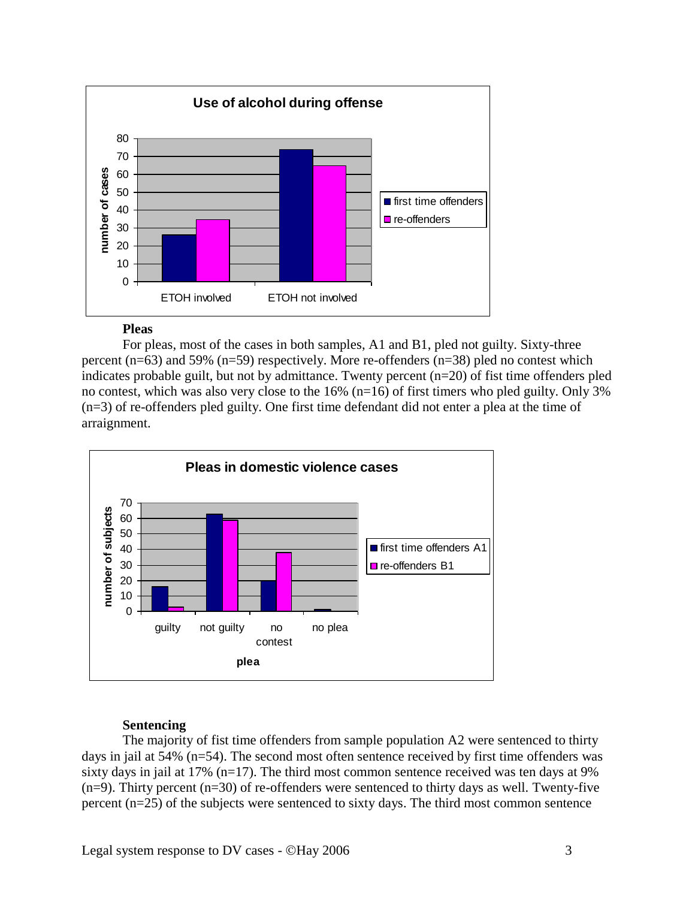**Use of alcohol during offense**

**Pleas**

For pleas, most of the cases in both samples, A1 and B1, pled not guilty. Sixty-three percent (n=63) and 59% (n=59) respectively. More re-offenders (n=38) pled no contest which indicates probable guilt, but not by admittance. Twenty percent (n=20) of fist time offenders pled no contest, which was also very close to the 16% (n=16) of first timers who pled guilty. Only 3% (n=3) of re-offenders pled guilty. One first time defendant did not enter a plea at the time of arraignment.

**Pleas in domestic violence cases**

**Sentencing**

The majority of fist time offenders from sample population A2 were sentenced to thirty days in jail at 54% (n=54). The second most often sentence received by first time offenders was sixty days in jail at 17% (n=17). The third most common sentence received was ten days at 9% (n=9). Thirty percent (n=30) of re-offenders were sentenced to thirty days as well. Twenty-five percent (n=25) of the subjects were sentenced to sixty days. The third most common sentence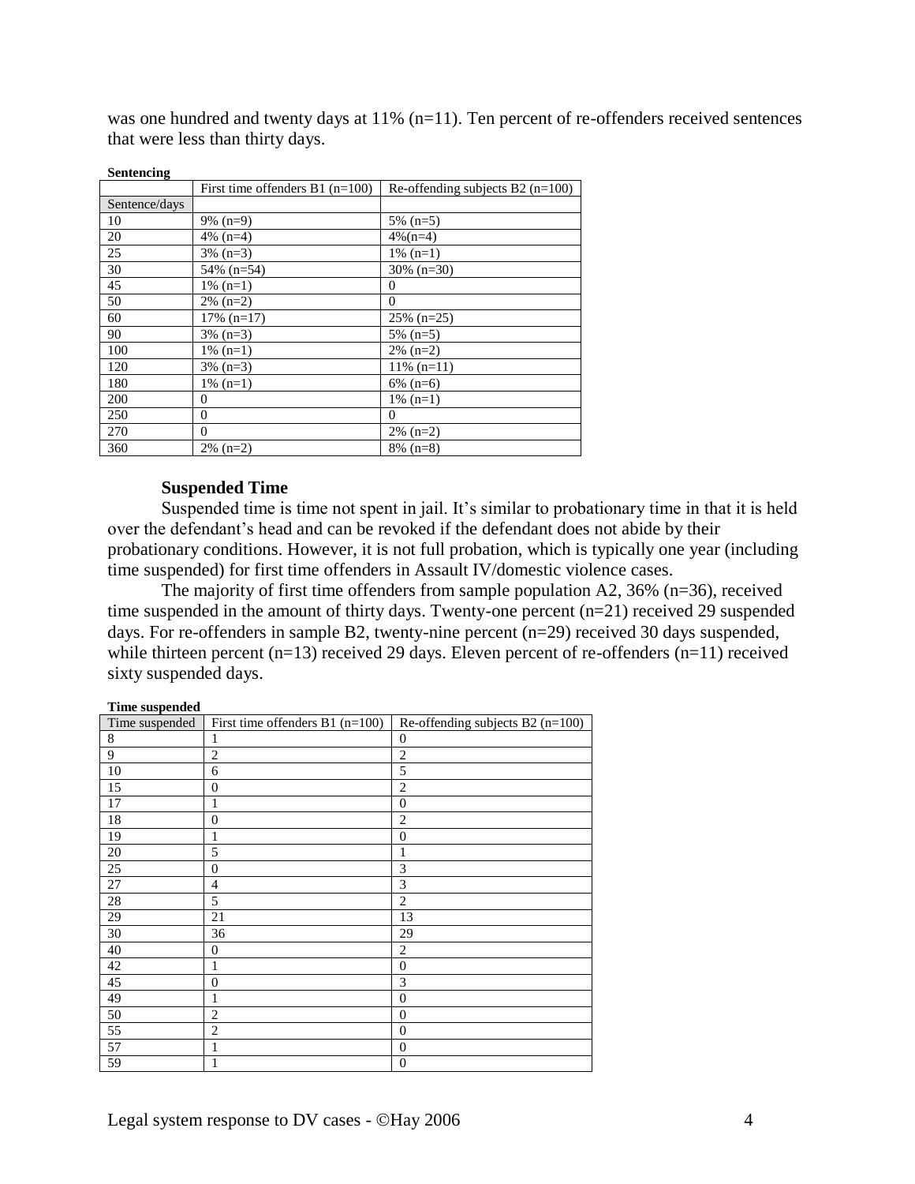was one hundred and twenty days at 11% (n=11). Ten percent of re-offenders received sentences that were less than thirty days.

**Sentencing**

| | First time offenders B1 (n=100) | Re-offending subjects B2 (n=100) |
|---|---|---|
| Sentence/days | | |
| 10 | 9% (n=9) | 5% (n=5) |
| 20 | 4% (n=4) | 4%(n=4) |
| 25 | 3% (n=3) | 1% (n=1) |
| 30 | 54% (n=54) | 30% (n=30) |
| 45 | 1% (n=1) | 0 |
| 50 | 2% (n=2) | 0 |
| 60 | 17% (n=17) | 25% (n=25) |
| 90 | 3% (n=3) | 5% (n=5) |
| 100 | 1% (n=1) | 2% (n=2) |
| 120 | 3% (n=3) | 11% (n=11) |
| 180 | 1% (n=1) | 6% (n=6) |
| 200 | 0 | 1% (n=1) |
| 250 | 0 | 0 |
| 270 | 0 | 2% (n=2) |
| 360 | 2% (n=2) | 8% (n=8) |

### Suspended Time

Suspended time is time not spent in jail. It's similar to probationary time in that it is held over the defendant's head and can be revoked if the defendant does not abide by their probationary conditions. However, it is not full probation, which is typically one year (including time suspended) for first time offenders in Assault IV/domestic violence cases.

The majority of first time offenders from sample population A2, 36% (n=36), received time suspended in the amount of thirty days. Twenty-one percent (n=21) received 29 suspended days. For re-offenders in sample B2, twenty-nine percent (n=29) received 30 days suspended, while thirteen percent (n=13) received 29 days. Eleven percent of re-offenders (n=11) received sixty suspended days.

**Time suspended**

| Time suspended | First time offenders B1 (n=100) | Re-offending subjects B2 (n=100) |
|---|---|---|
| 8 | 1 | 0 |
| 9 | 2 | 2 |
| 10 | 6 | 5 |
| 15 | 0 | 2 |
| 17 | 1 | 0 |
| 18 | 0 | 2 |
| 19 | 1 | 0 |
| 20 | 5 | 1 |
| 25 | 0 | 3 |
| 27 | 4 | 3 |
| 28 | 5 | 2 |
| 29 | 21 | 13 |
| 30 | 36 | 29 |
| 40 | 0 | 2 |
| 42 | 1 | 0 |
| 45 | 0 | 3 |
| 49 | 1 | 0 |
| 50 | 2 | 0 |
| 55 | 2 | 0 |
| 57 | 1 | 0 |
| 59 | 1 | 0 |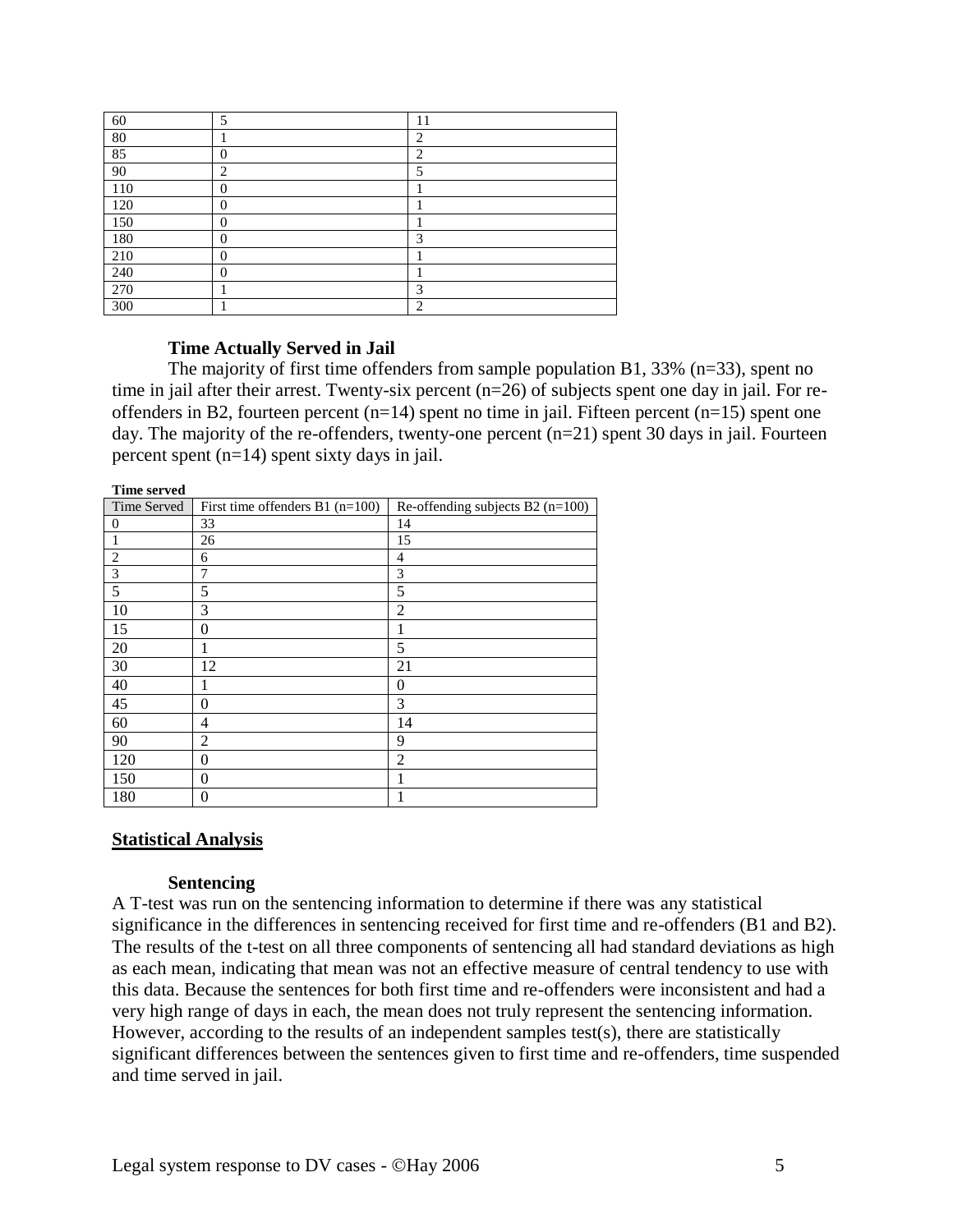| | | |
|---|---|---|
| 60 | 5 | 11 |
| 80 | 1 | 2 |
| 85 | 0 | 2 |
| 90 | 2 | 5 |
| 110 | 0 | 1 |
| 120 | 0 | 1 |
| 150 | 0 | 1 |
| 180 | 0 | 3 |
| 210 | 0 | 1 |
| 240 | 0 | 1 |
| 270 | 1 | 3 |
| 300 | 1 | 2 |

### Time Actually Served in Jail

The majority of first time offenders from sample population B1, 33% (n=33), spent no time in jail after their arrest. Twenty-six percent (n=26) of subjects spent one day in jail. For re-offenders in B2, fourteen percent (n=14) spent no time in jail. Fifteen percent (n=15) spent one day. The majority of the re-offenders, twenty-one percent (n=21) spent 30 days in jail. Fourteen percent spent (n=14) spent sixty days in jail.

**Time served**

| Time Served | First time offenders B1 (n=100) | Re-offending subjects B2 (n=100) |
|---|---|---|
| 0 | 33 | 14 |
| 1 | 26 | 15 |
| 2 | 6 | 4 |
| 3 | 7 | 3 |
| 5 | 5 | 5 |
| 10 | 3 | 2 |
| 15 | 0 | 1 |
| 20 | 1 | 5 |
| 30 | 12 | 21 |
| 40 | 1 | 0 |
| 45 | 0 | 3 |
| 60 | 4 | 14 |
| 90 | 2 | 9 |
| 120 | 0 | 2 |
| 150 | 0 | 1 |
| 180 | 0 | 1 |

## Statistical Analysis

### Sentencing

A T-test was run on the sentencing information to determine if there was any statistical significance in the differences in sentencing received for first time and re-offenders (B1 and B2). The results of the t-test on all three components of sentencing all had standard deviations as high as each mean, indicating that mean was not an effective measure of central tendency to use with this data. Because the sentences for both first time and re-offenders were inconsistent and had a very high range of days in each, the mean does not truly represent the sentencing information. However, according to the results of an independent samples test(s), there are statistically significant differences between the sentences given to first time and re-offenders, time suspended and time served in jail.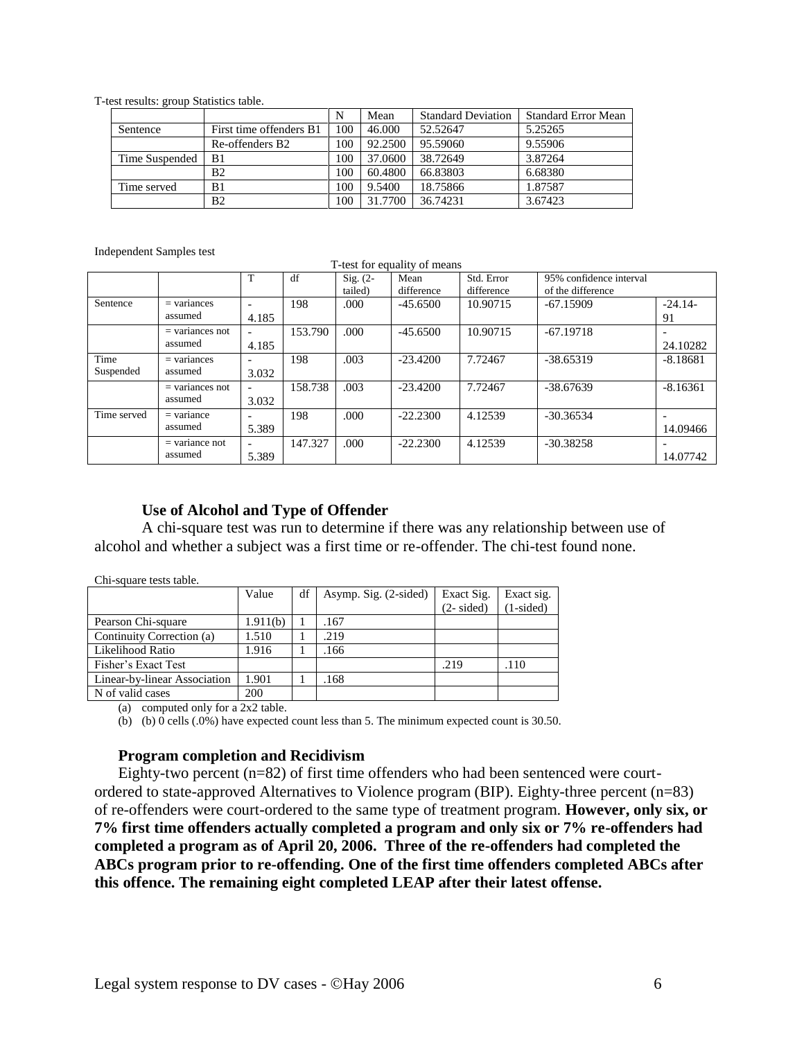T-test results: group Statistics table.

| | | N | Mean | Standard Deviation | Standard Error Mean |
|---|---|---|---|---|---|
| Sentence | First time offenders B1 | 100 | 46.000 | 52.52647 | 5.25265 |
| | Re-offenders B2 | 100 | 92.2500 | 95.59060 | 9.55906 |
| Time Suspended | B1 | 100 | 37.0600 | 38.72649 | 3.87264 |
| | B2 | 100 | 60.4800 | 66.83803 | 6.68380 |
| Time served | B1 | 100 | 9.5400 | 18.75866 | 1.87587 |
| | B2 | 100 | 31.7700 | 36.74231 | 3.67423 |

Independent Samples test

| | | T-test for equality of means | | | | | | |
|---|---|---|---|---|---|---|---|---|
| | | T | df | Sig. (2-tailed) | Mean difference | Std. Error difference | 95% confidence interval of the difference | |
| Sentence | = variances assumed | -4.185 | 198 | .000 | -45.6500 | 10.90715 | -67.15909 | -24.14-91 |
| | = variances not assumed | -4.185 | 153.790 | .000 | -45.6500 | 10.90715 | -67.19718 | -24.10282 |
| Time Suspended | = variances assumed | -3.032 | 198 | .003 | -23.4200 | 7.72467 | -38.65319 | -8.18681 |
| | = variances not assumed | -3.032 | 158.738 | .003 | -23.4200 | 7.72467 | -38.67639 | -8.16361 |
| Time served | = variance assumed | -5.389 | 198 | .000 | -22.2300 | 4.12539 | -30.36534 | -14.09466 |
| | = variance not assumed | -5.389 | 147.327 | .000 | -22.2300 | 4.12539 | -30.38258 | -14.07742 |

### Use of Alcohol and Type of Offender

A chi-square test was run to determine if there was any relationship between use of alcohol and whether a subject was a first time or re-offender. The chi-test found none.

Chi-square tests table.

| | Value | df | Asymp. Sig. (2-sided) | Exact Sig. (2- sided) | Exact sig. (1-sided) |
|---|---|---|---|---|---|
| Pearson Chi-square | 1.911(b) | 1 | .167 | | |
| Continuity Correction (a) | 1.510 | 1 | .219 | | |
| Likelihood Ratio | 1.916 | 1 | .166 | | |
| Fisher's Exact Test | | | | .219 | .110 |
| Linear-by-linear Association | 1.901 | 1 | .168 | | |
| N of valid cases | 200 | | | | |

(a) computed only for a 2x2 table.

(b) (b) 0 cells (.0%) have expected count less than 5. The minimum expected count is 30.50.

### Program completion and Recidivism

Eighty-two percent (n=82) of first time offenders who had been sentenced were court-ordered to state-approved Alternatives to Violence program (BIP). Eighty-three percent (n=83) of re-offenders were court-ordered to the same type of treatment program. **However, only six, or 7% first time offenders actually completed a program and only six or 7% re-offenders had completed a program as of April 20, 2006. Three of the re-offenders had completed the ABCs program prior to re-offending. One of the first time offenders completed ABCs after this offence. The remaining eight completed LEAP after their latest offense.**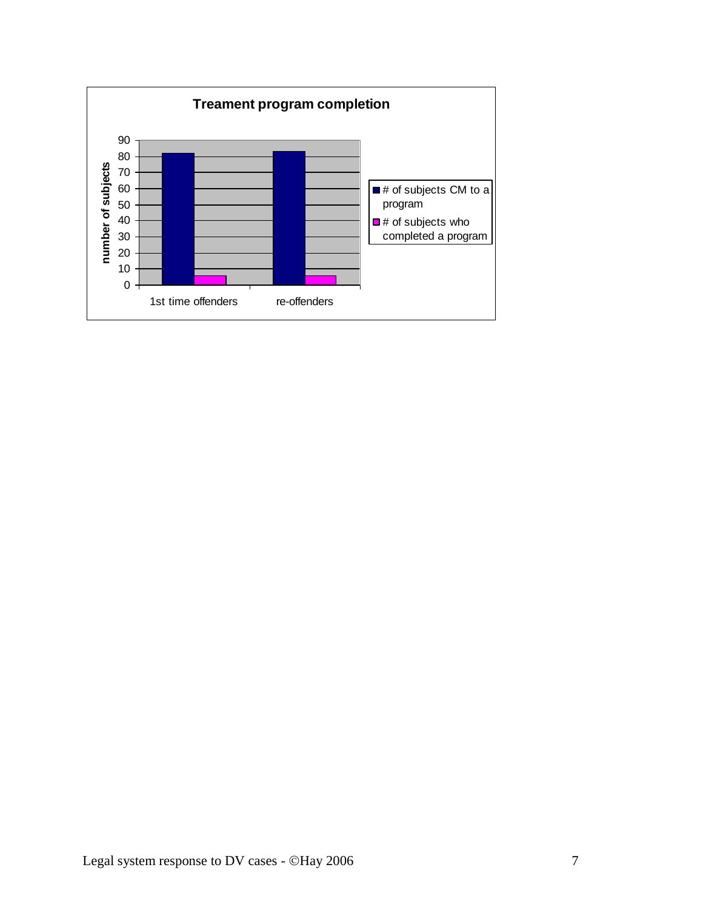**Treament program completion**

number of subjects

90
80
70
60
50
40
30
20
10
0

1st time offenders

re-offenders

# of subjects CM to a program

# of subjects who completed a program